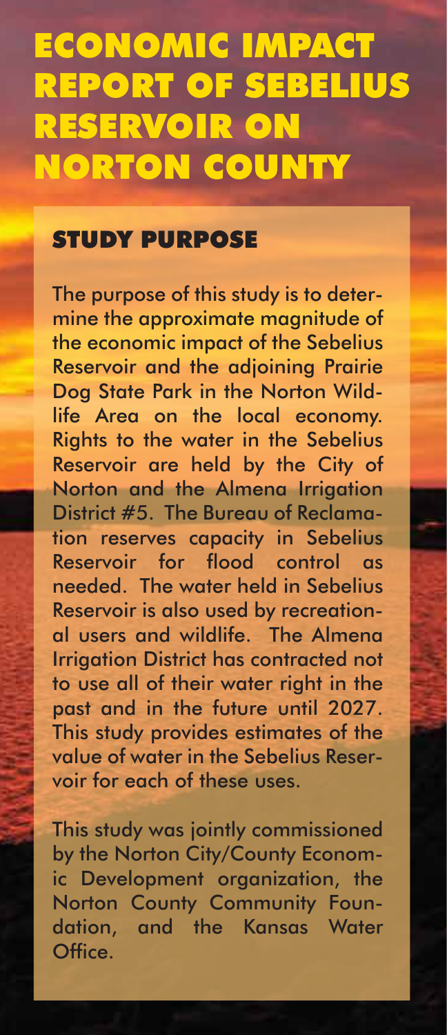# ECONOMIC IMPACT REPORT OF SEBELIUS RESERVOIR ON NORTON COUNTY

## STUDY PURPOSE

The purpose of this study is to determine the approximate magnitude of the economic impact of the Sebelius Reservoir and the adjoining Prairie Dog State Park in the Norton Wildlife Area on the local economy. Rights to the water in the Sebelius Reservoir are held by the City of Norton and the Almena Irrigation District #5. The Bureau of Reclamation reserves capacity in Sebelius Reservoir for flood control as needed. The water held in Sebelius Reservoir is also used by recreational users and wildlife. The Almena Irrigation District has contracted not to use all of their water right in the past and in the future until 2027. This study provides estimates of the value of water in the Sebelius Reservoir for each of these uses.

This study was jointly commissioned by the Norton City/County Economic Development organization, the Norton County Community Foundation, and the Kansas Water Office.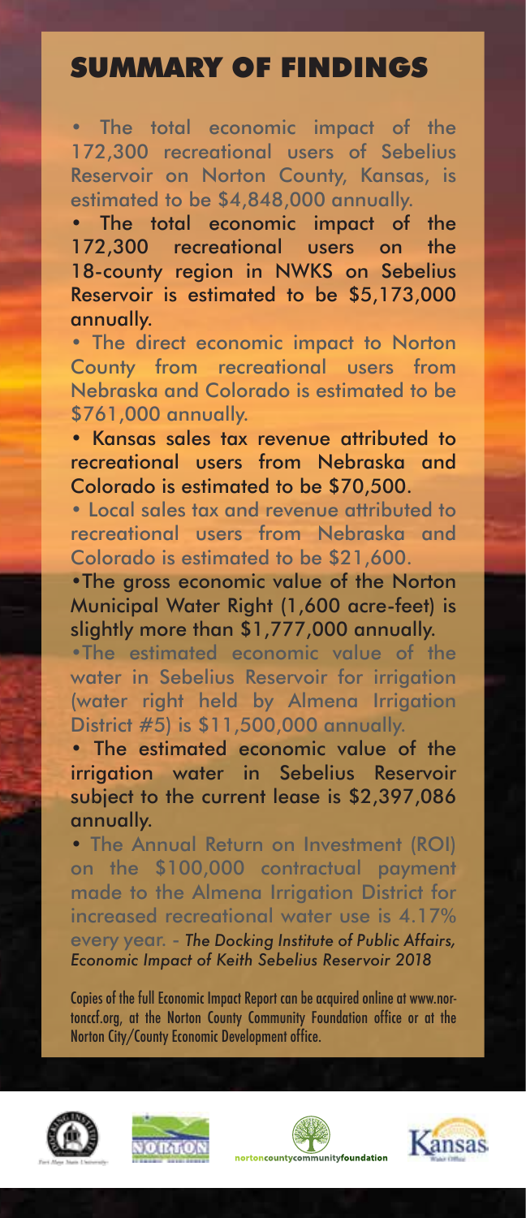# SUMMARY OF FINDINGS

- The total economic impact of the 172,300 recreational users of Sebelius Reservoir on Norton County, Kansas, is estimated to be $4,848,000 annually.
- The total economic impact of the 172,300 recreational users on the 18-county region in NWKS on Sebelius Reservoir is estimated to be $5,173,000 annually.
- The direct economic impact to Norton County from recreational users from Nebraska and Colorado is estimated to be $761,000 annually.
- Kansas sales tax revenue attributed to recreational users from Nebraska and Colorado is estimated to be $70,500.
- Local sales tax and revenue attributed to recreational users from Nebraska and Colorado is estimated to be $21,600.
- The gross economic value of the Norton Municipal Water Right (1,600 acre-feet) is slightly more than $1,777,000 annually.
- The estimated economic value of the water in Sebelius Reservoir for irrigation (water right held by Almena Irrigation District #5) is $11,500,000 annually.
- The estimated economic value of the irrigation water in Sebelius Reservoir subject to the current lease is $2,397,086 annually.
- The Annual Return on Investment (ROI) on the $100,000 contractual payment made to the Almena Irrigation District for increased recreational water use is 4.17% every year. - *The Docking Institute of Public Affairs, Economic Impact of Keith Sebelius Reservoir 2018*

Copies of the full Economic Impact Report can be acquired online at www.nortoncf.org, at the Norton County Community Foundation office or at the Norton City/County Economic Development office.

nortoncountycommunityfoundation